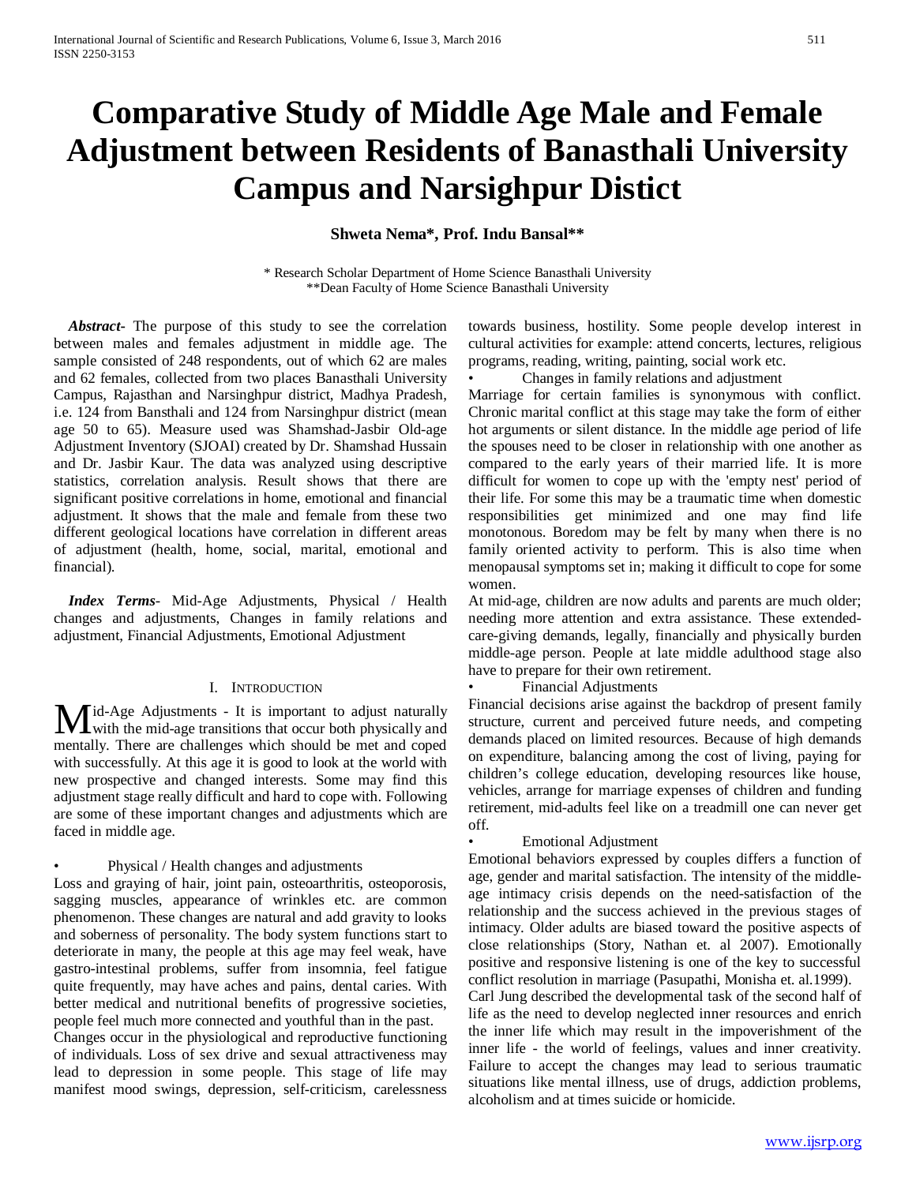# Comparative Study of Middle Age Male and Female Adjustment between Residents of Banasthali University Campus and Narsighpur Distict

**Shweta Nema*, Prof. Indu Bansal****

\* Research Scholar Department of Home Science Banasthali University
**Dean Faculty of Home Science Banasthali University

***Abstract***- The purpose of this study to see the correlation between males and females adjustment in middle age. The sample consisted of 248 respondents, out of which 62 are males and 62 females, collected from two places Banasthali University Campus, Rajasthan and Narsinghpur district, Madhya Pradesh, i.e. 124 from Bansthali and 124 from Narsinghpur district (mean age 50 to 65). Measure used was Shamshad-Jasbir Old-age Adjustment Inventory (SJOAI) created by Dr. Shamshad Hussain and Dr. Jasbir Kaur. The data was analyzed using descriptive statistics, correlation analysis. Result shows that there are significant positive correlations in home, emotional and financial adjustment. It shows that the male and female from these two different geological locations have correlation in different areas of adjustment (health, home, social, marital, emotional and financial).

***Index Terms***- Mid-Age Adjustments, Physical / Health changes and adjustments, Changes in family relations and adjustment, Financial Adjustments, Emotional Adjustment

## I. Introduction

Mid-Age Adjustments - It is important to adjust naturally with the mid-age transitions that occur both physically and mentally. There are challenges which should be met and coped with successfully. At this age it is good to look at the world with new prospective and changed interests. Some may find this adjustment stage really difficult and hard to cope with. Following are some of these important changes and adjustments which are faced in middle age.

- Physical / Health changes and adjustments

Loss and graying of hair, joint pain, osteoarthritis, osteoporosis, sagging muscles, appearance of wrinkles etc. are common phenomenon. These changes are natural and add gravity to looks and soberness of personality. The body system functions start to deteriorate in many, the people at this age may feel weak, have gastro-intestinal problems, suffer from insomnia, feel fatigue quite frequently, may have aches and pains, dental caries. With better medical and nutritional benefits of progressive societies, people feel much more connected and youthful than in the past.

Changes occur in the physiological and reproductive functioning of individuals. Loss of sex drive and sexual attractiveness may lead to depression in some people. This stage of life may manifest mood swings, depression, self-criticism, carelessness towards business, hostility. Some people develop interest in cultural activities for example: attend concerts, lectures, religious programs, reading, writing, painting, social work etc.

- Changes in family relations and adjustment

Marriage for certain families is synonymous with conflict. Chronic marital conflict at this stage may take the form of either hot arguments or silent distance. In the middle age period of life the spouses need to be closer in relationship with one another as compared to the early years of their married life. It is more difficult for women to cope up with the 'empty nest' period of their life. For some this may be a traumatic time when domestic responsibilities get minimized and one may find life monotonous. Boredom may be felt by many when there is no family oriented activity to perform. This is also time when menopausal symptoms set in; making it difficult to cope for some women.

At mid-age, children are now adults and parents are much older; needing more attention and extra assistance. These extended-care-giving demands, legally, financially and physically burden middle-age person. People at late middle adulthood stage also have to prepare for their own retirement.

- Financial Adjustments

Financial decisions arise against the backdrop of present family structure, current and perceived future needs, and competing demands placed on limited resources. Because of high demands on expenditure, balancing among the cost of living, paying for children's college education, developing resources like house, vehicles, arrange for marriage expenses of children and funding retirement, mid-adults feel like on a treadmill one can never get off.

- Emotional Adjustment

Emotional behaviors expressed by couples differs a function of age, gender and marital satisfaction. The intensity of the middle-age intimacy crisis depends on the need-satisfaction of the relationship and the success achieved in the previous stages of intimacy. Older adults are biased toward the positive aspects of close relationships (Story, Nathan et. al 2007). Emotionally positive and responsive listening is one of the key to successful conflict resolution in marriage (Pasupathi, Monisha et. al.1999).

Carl Jung described the developmental task of the second half of life as the need to develop neglected inner resources and enrich the inner life which may result in the impoverishment of the inner life - the world of feelings, values and inner creativity. Failure to accept the changes may lead to serious traumatic situations like mental illness, use of drugs, addiction problems, alcoholism and at times suicide or homicide.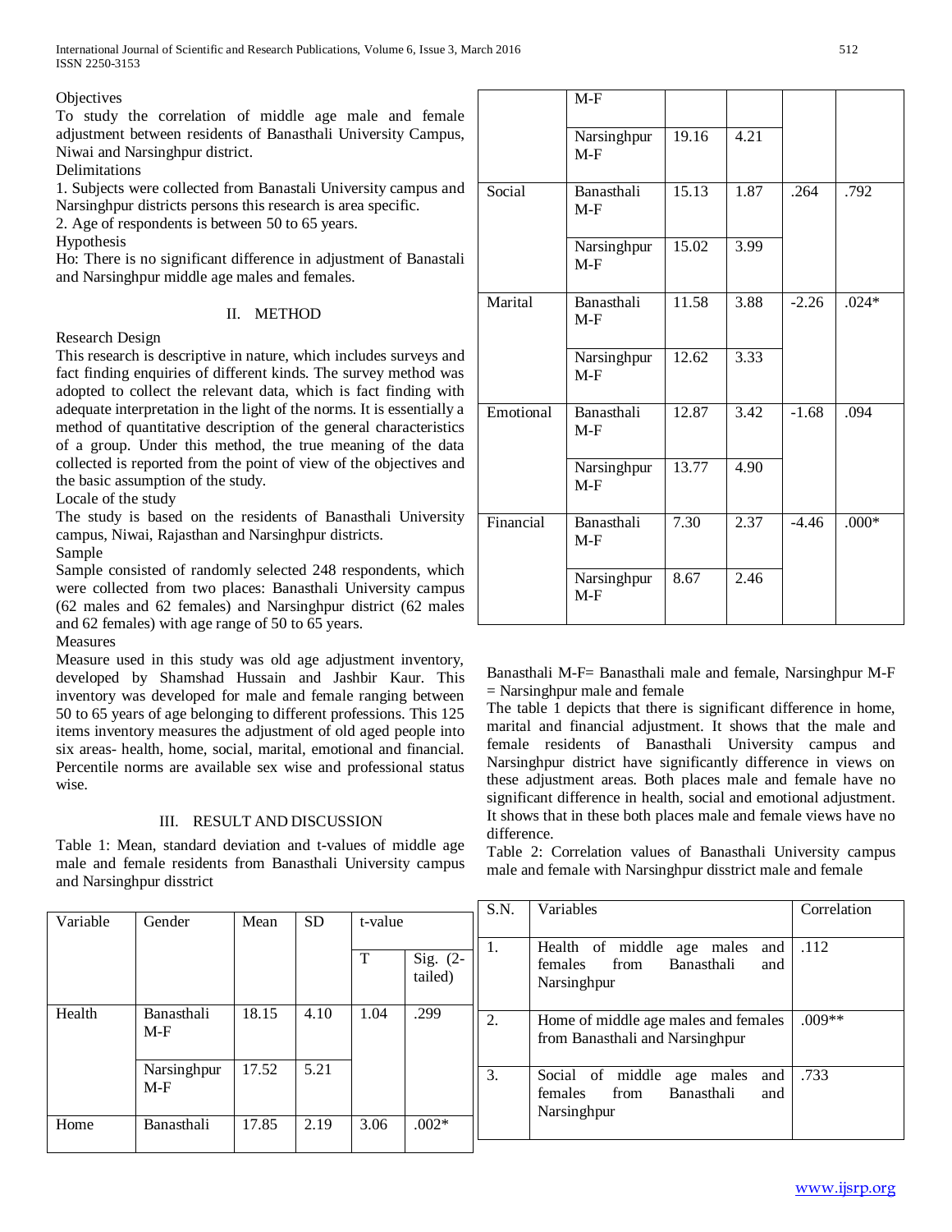Objectives

To study the correlation of middle age male and female adjustment between residents of Banasthali University Campus, Niwai and Narsinghpur district.

Delimitations

1. Subjects were collected from Banastali University campus and Narsinghpur districts persons this research is area specific.
2. Age of respondents is between 50 to 65 years.

Hypothesis

Ho: There is no significant difference in adjustment of Banastali and Narsinghpur middle age males and females.

## II. METHOD

Research Design

This research is descriptive in nature, which includes surveys and fact finding enquiries of different kinds. The survey method was adopted to collect the relevant data, which is fact finding with adequate interpretation in the light of the norms. It is essentially a method of quantitative description of the general characteristics of a group. Under this method, the true meaning of the data collected is reported from the point of view of the objectives and the basic assumption of the study.

Locale of the study

The study is based on the residents of Banasthali University campus, Niwai, Rajasthan and Narsinghpur districts.

Sample

Sample consisted of randomly selected 248 respondents, which were collected from two places: Banasthali University campus (62 males and 62 females) and Narsinghpur district (62 males and 62 females) with age range of 50 to 65 years.

Measures

Measure used in this study was old age adjustment inventory, developed by Shamshad Hussain and Jashbir Kaur. This inventory was developed for male and female ranging between 50 to 65 years of age belonging to different professions. This 125 items inventory measures the adjustment of old aged people into six areas- health, home, social, marital, emotional and financial. Percentile norms are available sex wise and professional status wise.

## III. RESULT AND DISCUSSION

Table 1: Mean, standard deviation and t-values of middle age male and female residents from Banasthali University campus and Narsinghpur disstrict

| Variable | Gender | Mean | SD | t-value | |
|---|---|---|---|---|---|
| | | | | T | Sig. (2-tailed) |
| Health | Banasthali M-F | 18.15 | 4.10 | 1.04 | .299 |
| | Narsinghpur M-F | 17.52 | 5.21 | | |
| Home | Banasthali M-F | 17.85 | 2.19 | 3.06 | .002* |
| | Narsinghpur M-F | 19.16 | 4.21 | | |
| Social | Banasthali M-F | 15.13 | 1.87 | .264 | .792 |
| | Narsinghpur M-F | 15.02 | 3.99 | | |
| Marital | Banasthali M-F | 11.58 | 3.88 | -2.26 | .024* |
| | Narsinghpur M-F | 12.62 | 3.33 | | |
| Emotional | Banasthali M-F | 12.87 | 3.42 | -1.68 | .094 |
| | Narsinghpur M-F | 13.77 | 4.90 | | |
| Financial | Banasthali M-F | 7.30 | 2.37 | -4.46 | .000* |
| | Narsinghpur M-F | 8.67 | 2.46 | | |

Banasthali M-F= Banasthali male and female, Narsinghpur M-F = Narsinghpur male and female

The table 1 depicts that there is significant difference in home, marital and financial adjustment. It shows that the male and female residents of Banasthali University campus and Narsinghpur district have significantly difference in views on these adjustment areas. Both places male and female have no significant difference in health, social and emotional adjustment. It shows that in these both places male and female views have no difference.

Table 2: Correlation values of Banasthali University campus male and female with Narsinghpur disstrict male and female

| S.N. | Variables | Correlation |
|---|---|---|
| 1. | Health of middle age males and females from Banasthali and Narsinghpur | .112 |
| 2. | Home of middle age males and females from Banasthali and Narsinghpur | .009** |
| 3. | Social of middle age males and females from Banasthali and Narsinghpur | .733 |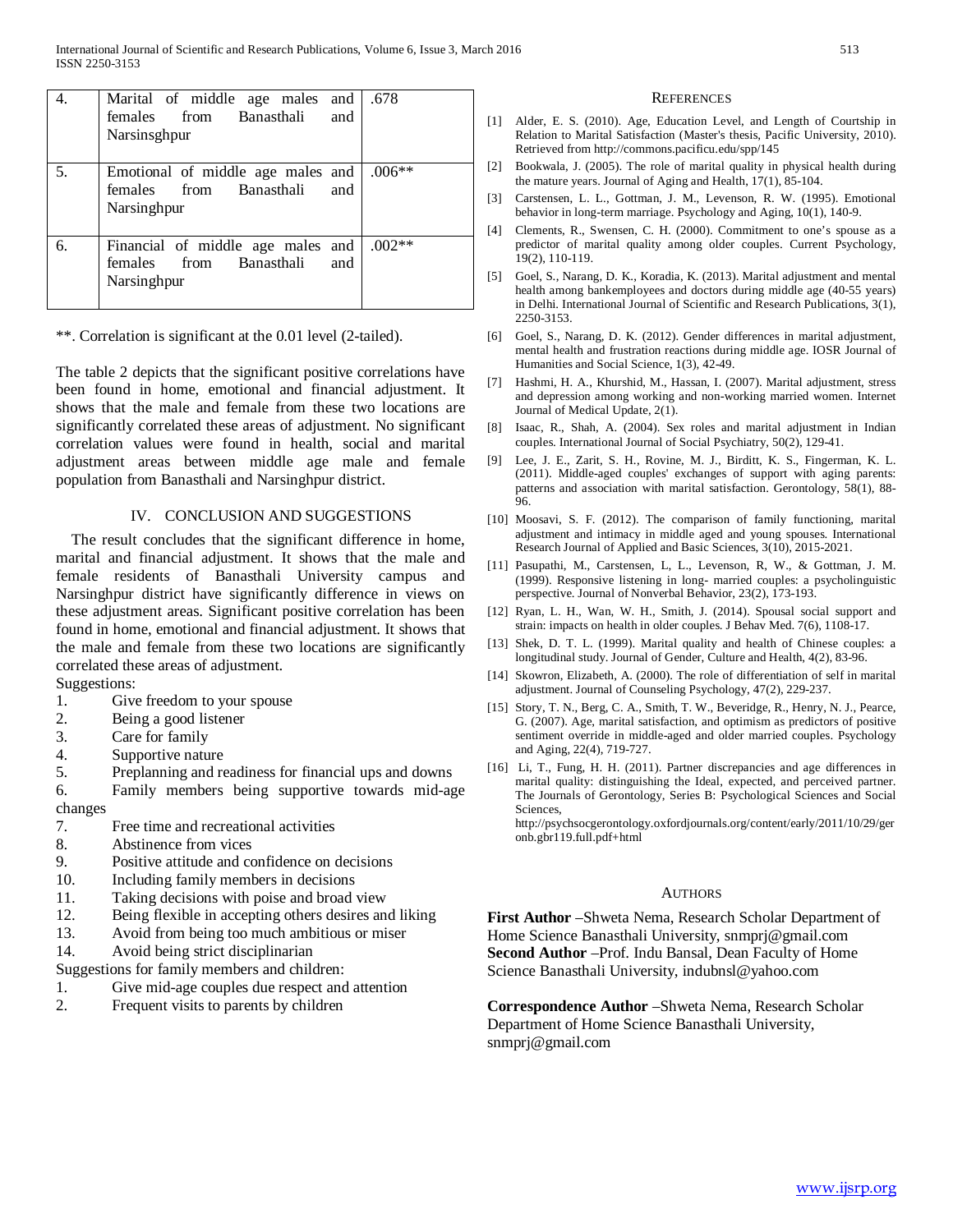| | | |
|---|---|---|
| 4. | Marital of middle age males and females from Banasthali and Narsinsghpur | .678 |
| 5. | Emotional of middle age males and females from Banasthali and Narsinghpur | .006** |
| 6. | Financial of middle age males and females from Banasthali and Narsinghpur | .002** |

**. Correlation is significant at the 0.01 level (2-tailed).

The table 2 depicts that the significant positive correlations have been found in home, emotional and financial adjustment. It shows that the male and female from these two locations are significantly correlated these areas of adjustment. No significant correlation values were found in health, social and marital adjustment areas between middle age male and female population from Banasthali and Narsinghpur district.

## IV. CONCLUSION AND SUGGESTIONS

The result concludes that the significant difference in home, marital and financial adjustment. It shows that the male and female residents of Banasthali University campus and Narsinghpur district have significantly difference in views on these adjustment areas. Significant positive correlation has been found in home, emotional and financial adjustment. It shows that the male and female from these two locations are significantly correlated these areas of adjustment.

Suggestions:

1. Give freedom to your spouse
2. Being a good listener
3. Care for family
4. Supportive nature
5. Preplanning and readiness for financial ups and downs
6. Family members being supportive towards mid-age changes
7. Free time and recreational activities
8. Abstinence from vices
9. Positive attitude and confidence on decisions
10. Including family members in decisions
11. Taking decisions with poise and broad view
12. Being flexible in accepting others desires and liking
13. Avoid from being too much ambitious or miser
14. Avoid being strict disciplinarian

Suggestions for family members and children:

1. Give mid-age couples due respect and attention
2. Frequent visits to parents by children

## REFERENCES

[1] Alder, E. S. (2010). Age, Education Level, and Length of Courtship in Relation to Marital Satisfaction (Master's thesis, Pacific University, 2010). Retrieved from http://commons.pacificu.edu/spp/145

[2] Bookwala, J. (2005). The role of marital quality in physical health during the mature years. Journal of Aging and Health, 17(1), 85-104.

[3] Carstensen, L. L., Gottman, J. M., Levenson, R. W. (1995). Emotional behavior in long-term marriage. Psychology and Aging, 10(1), 140-9.

[4] Clements, R., Swensen, C. H. (2000). Commitment to one's spouse as a predictor of marital quality among older couples. Current Psychology, 19(2), 110-119.

[5] Goel, S., Narang, D. K., Koradia, K. (2013). Marital adjustment and mental health among bankemployees and doctors during middle age (40-55 years) in Delhi. International Journal of Scientific and Research Publications, 3(1), 2250-3153.

[6] Goel, S., Narang, D. K. (2012). Gender differences in marital adjustment, mental health and frustration reactions during middle age. IOSR Journal of Humanities and Social Science, 1(3), 42-49.

[7] Hashmi, H. A., Khurshid, M., Hassan, I. (2007). Marital adjustment, stress and depression among working and non-working married women. Internet Journal of Medical Update, 2(1).

[8] Isaac, R., Shah, A. (2004). Sex roles and marital adjustment in Indian couples. International Journal of Social Psychiatry, 50(2), 129-41.

[9] Lee, J. E., Zarit, S. H., Rovine, M. J., Birditt, K. S., Fingerman, K. L. (2011). Middle-aged couples' exchanges of support with aging parents: patterns and association with marital satisfaction. Gerontology, 58(1), 88-96.

[10] Moosavi, S. F. (2012). The comparison of family functioning, marital adjustment and intimacy in middle aged and young spouses. International Research Journal of Applied and Basic Sciences, 3(10), 2015-2021.

[11] Pasupathi, M., Carstensen, L, L., Levenson, R, W., & Gottman, J. M. (1999). Responsive listening in long- married couples: a psycholinguistic perspective. Journal of Nonverbal Behavior, 23(2), 173-193.

[12] Ryan, L. H., Wan, W. H., Smith, J. (2014). Spousal social support and strain: impacts on health in older couples. J Behav Med. 7(6), 1108-17.

[13] Shek, D. T. L. (1999). Marital quality and health of Chinese couples: a longitudinal study. Journal of Gender, Culture and Health, 4(2), 83-96.

[14] Skowron, Elizabeth, A. (2000). The role of differentiation of self in marital adjustment. Journal of Counseling Psychology, 47(2), 229-237.

[15] Story, T. N., Berg, C. A., Smith, T. W., Beveridge, R., Henry, N. J., Pearce, G. (2007). Age, marital satisfaction, and optimism as predictors of positive sentiment override in middle-aged and older married couples. Psychology and Aging, 22(4), 719-727.

[16] Li, T., Fung, H. H. (2011). Partner discrepancies and age differences in marital quality: distinguishing the Ideal, expected, and perceived partner. The Journals of Gerontology, Series B: Psychological Sciences and Social Sciences, http://psychsocgerontology.oxfordjournals.org/content/early/2011/10/29/geronb.gbr119.full.pdf+html

## AUTHORS

**First Author** –Shweta Nema, Research Scholar Department of Home Science Banasthali University, snmprj@gmail.com
**Second Author** –Prof. Indu Bansal, Dean Faculty of Home Science Banasthali University, indubnsl@yahoo.com

**Correspondence Author** –Shweta Nema, Research Scholar Department of Home Science Banasthali University, snmprj@gmail.com